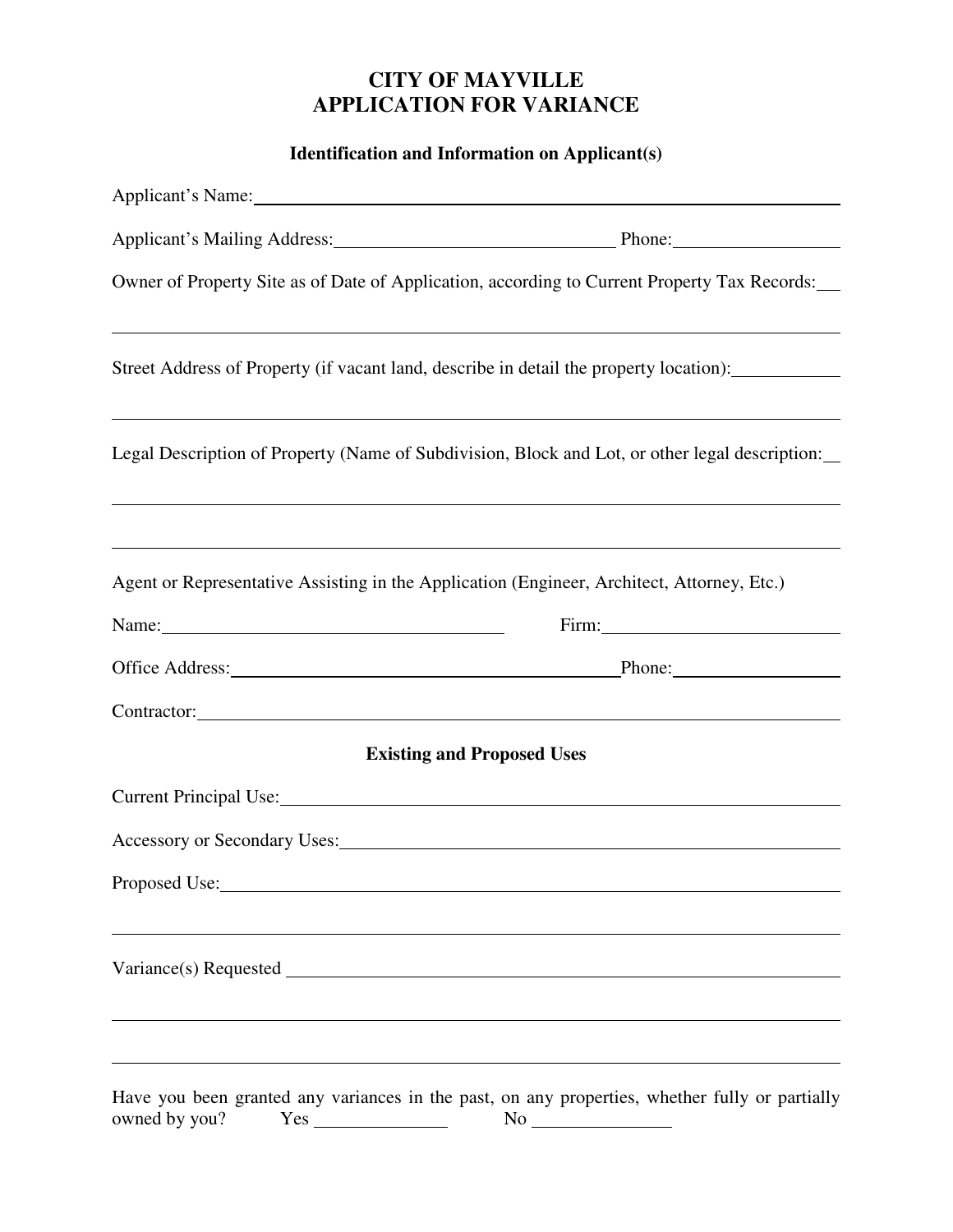# CITY OF MAYVILLE
# APPLICATION FOR VARIANCE

### Identification and Information on Applicant(s)

Applicant's Name: ______________________________________________

Applicant's Mailing Address: ______________________________ Phone: __________________

Owner of Property Site as of Date of Application, according to Current Property Tax Records: ___

______________________________________________________________________

Street Address of Property (if vacant land, describe in detail the property location): ___________

______________________________________________________________________

Legal Description of Property (Name of Subdivision, Block and Lot, or other legal description: __

______________________________________________________________________

______________________________________________________________________

Agent or Representative Assisting in the Application (Engineer, Architect, Attorney, Etc.)

Name: ______________________________ Firm: ______________________________

Office Address: ______________________________ Phone: __________________

Contractor: ______________________________________________________________

### Existing and Proposed Uses

Current Principal Use: ______________________________________________________

Accessory or Secondary Uses: _________________________________________________

Proposed Use: ______________________________________________________________

______________________________________________________________________

Variance(s) Requested ______________________________________________________

______________________________________________________________________

______________________________________________________________________

Have you been granted any variances in the past, on any properties, whether fully or partially owned by you? Yes ______________ No ______________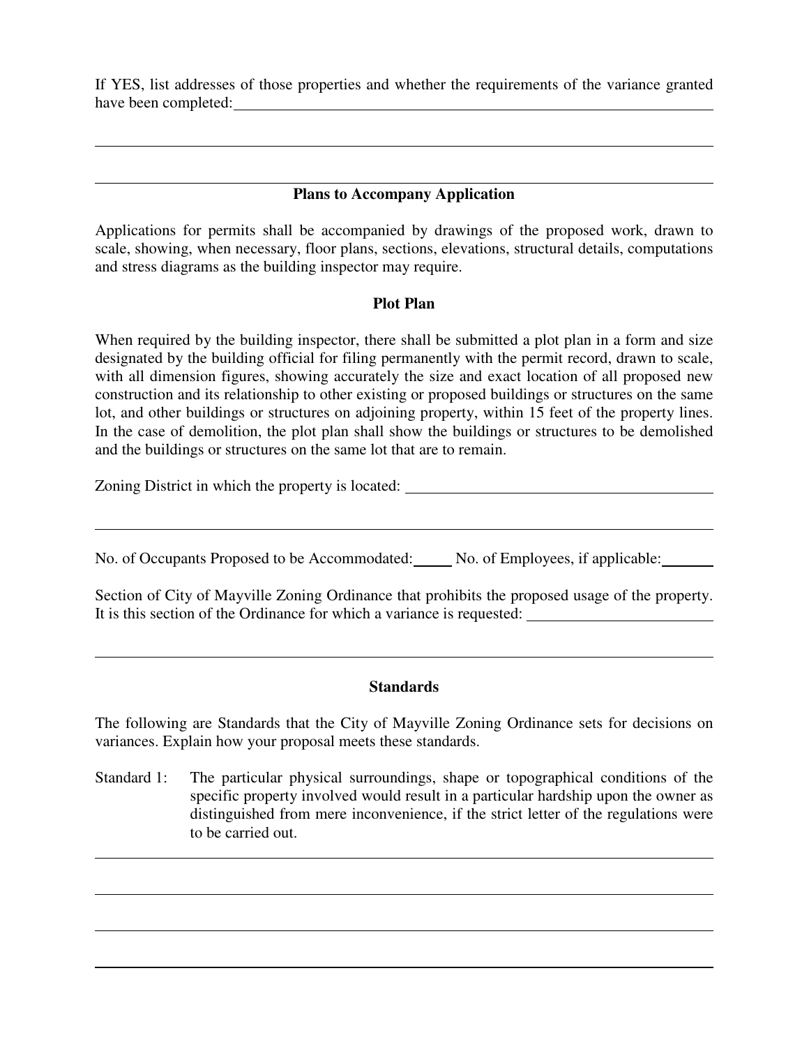If YES, list addresses of those properties and whether the requirements of the variance granted have been completed: ______________________________________________

______________________________________________

______________________________________________

### Plans to Accompany Application

Applications for permits shall be accompanied by drawings of the proposed work, drawn to scale, showing, when necessary, floor plans, sections, elevations, structural details, computations and stress diagrams as the building inspector may require.

### Plot Plan

When required by the building inspector, there shall be submitted a plot plan in a form and size designated by the building official for filing permanently with the permit record, drawn to scale, with all dimension figures, showing accurately the size and exact location of all proposed new construction and its relationship to other existing or proposed buildings or structures on the same lot, and other buildings or structures on adjoining property, within 15 feet of the property lines. In the case of demolition, the plot plan shall show the buildings or structures to be demolished and the buildings or structures on the same lot that are to remain.

Zoning District in which the property is located: ______________________________________________

______________________________________________

No. of Occupants Proposed to be Accommodated: _____ No. of Employees, if applicable: _______

Section of City of Mayville Zoning Ordinance that prohibits the proposed usage of the property. It is this section of the Ordinance for which a variance is requested: ________________________

______________________________________________

### Standards

The following are Standards that the City of Mayville Zoning Ordinance sets for decisions on variances. Explain how your proposal meets these standards.

Standard 1: The particular physical surroundings, shape or topographical conditions of the specific property involved would result in a particular hardship upon the owner as distinguished from mere inconvenience, if the strict letter of the regulations were to be carried out.

______________________________________________

______________________________________________

______________________________________________

______________________________________________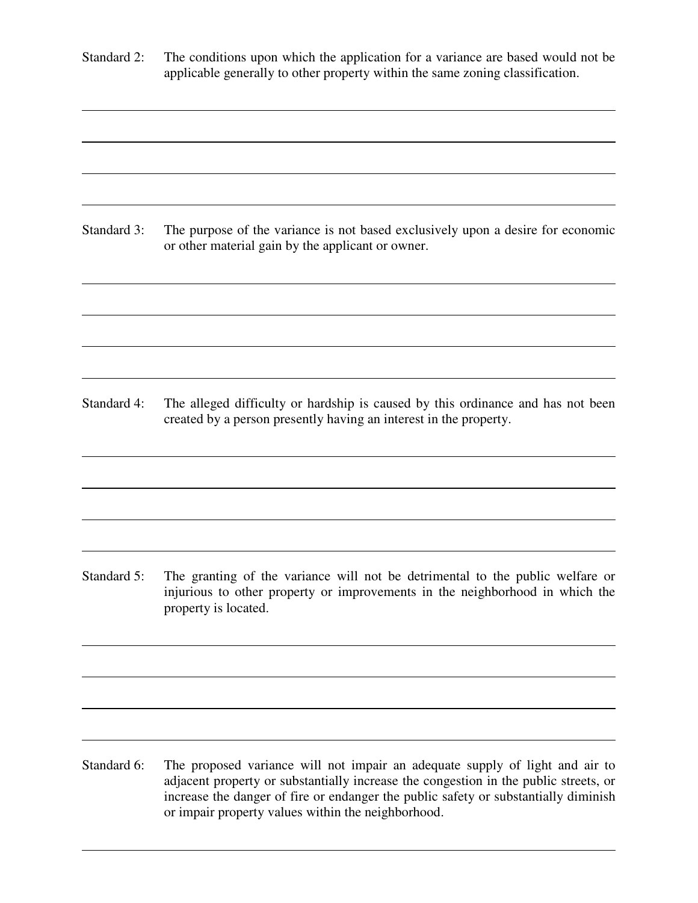Standard 2: The conditions upon which the application for a variance are based would not be applicable generally to other property within the same zoning classification.

\_\_\_\_\_\_\_\_\_\_\_\_\_\_\_\_\_\_\_\_\_\_\_\_\_\_\_\_\_\_\_\_\_\_\_\_\_\_\_\_\_\_\_\_\_\_\_\_\_\_\_\_\_\_\_\_\_\_\_\_\_\_\_\_\_\_\_\_\_\_\_\_\_\_\_\_\_\_

\_\_\_\_\_\_\_\_\_\_\_\_\_\_\_\_\_\_\_\_\_\_\_\_\_\_\_\_\_\_\_\_\_\_\_\_\_\_\_\_\_\_\_\_\_\_\_\_\_\_\_\_\_\_\_\_\_\_\_\_\_\_\_\_\_\_\_\_\_\_\_\_\_\_\_\_\_\_

\_\_\_\_\_\_\_\_\_\_\_\_\_\_\_\_\_\_\_\_\_\_\_\_\_\_\_\_\_\_\_\_\_\_\_\_\_\_\_\_\_\_\_\_\_\_\_\_\_\_\_\_\_\_\_\_\_\_\_\_\_\_\_\_\_\_\_\_\_\_\_\_\_\_\_\_\_\_

\_\_\_\_\_\_\_\_\_\_\_\_\_\_\_\_\_\_\_\_\_\_\_\_\_\_\_\_\_\_\_\_\_\_\_\_\_\_\_\_\_\_\_\_\_\_\_\_\_\_\_\_\_\_\_\_\_\_\_\_\_\_\_\_\_\_\_\_\_\_\_\_\_\_\_\_\_\_

Standard 3: The purpose of the variance is not based exclusively upon a desire for economic or other material gain by the applicant or owner.

\_\_\_\_\_\_\_\_\_\_\_\_\_\_\_\_\_\_\_\_\_\_\_\_\_\_\_\_\_\_\_\_\_\_\_\_\_\_\_\_\_\_\_\_\_\_\_\_\_\_\_\_\_\_\_\_\_\_\_\_\_\_\_\_\_\_\_\_\_\_\_\_\_\_\_\_\_\_

\_\_\_\_\_\_\_\_\_\_\_\_\_\_\_\_\_\_\_\_\_\_\_\_\_\_\_\_\_\_\_\_\_\_\_\_\_\_\_\_\_\_\_\_\_\_\_\_\_\_\_\_\_\_\_\_\_\_\_\_\_\_\_\_\_\_\_\_\_\_\_\_\_\_\_\_\_\_

\_\_\_\_\_\_\_\_\_\_\_\_\_\_\_\_\_\_\_\_\_\_\_\_\_\_\_\_\_\_\_\_\_\_\_\_\_\_\_\_\_\_\_\_\_\_\_\_\_\_\_\_\_\_\_\_\_\_\_\_\_\_\_\_\_\_\_\_\_\_\_\_\_\_\_\_\_\_

\_\_\_\_\_\_\_\_\_\_\_\_\_\_\_\_\_\_\_\_\_\_\_\_\_\_\_\_\_\_\_\_\_\_\_\_\_\_\_\_\_\_\_\_\_\_\_\_\_\_\_\_\_\_\_\_\_\_\_\_\_\_\_\_\_\_\_\_\_\_\_\_\_\_\_\_\_\_

Standard 4: The alleged difficulty or hardship is caused by this ordinance and has not been created by a person presently having an interest in the property.

\_\_\_\_\_\_\_\_\_\_\_\_\_\_\_\_\_\_\_\_\_\_\_\_\_\_\_\_\_\_\_\_\_\_\_\_\_\_\_\_\_\_\_\_\_\_\_\_\_\_\_\_\_\_\_\_\_\_\_\_\_\_\_\_\_\_\_\_\_\_\_\_\_\_\_\_\_\_

\_\_\_\_\_\_\_\_\_\_\_\_\_\_\_\_\_\_\_\_\_\_\_\_\_\_\_\_\_\_\_\_\_\_\_\_\_\_\_\_\_\_\_\_\_\_\_\_\_\_\_\_\_\_\_\_\_\_\_\_\_\_\_\_\_\_\_\_\_\_\_\_\_\_\_\_\_\_

\_\_\_\_\_\_\_\_\_\_\_\_\_\_\_\_\_\_\_\_\_\_\_\_\_\_\_\_\_\_\_\_\_\_\_\_\_\_\_\_\_\_\_\_\_\_\_\_\_\_\_\_\_\_\_\_\_\_\_\_\_\_\_\_\_\_\_\_\_\_\_\_\_\_\_\_\_\_

\_\_\_\_\_\_\_\_\_\_\_\_\_\_\_\_\_\_\_\_\_\_\_\_\_\_\_\_\_\_\_\_\_\_\_\_\_\_\_\_\_\_\_\_\_\_\_\_\_\_\_\_\_\_\_\_\_\_\_\_\_\_\_\_\_\_\_\_\_\_\_\_\_\_\_\_\_\_

Standard 5: The granting of the variance will not be detrimental to the public welfare or injurious to other property or improvements in the neighborhood in which the property is located.

\_\_\_\_\_\_\_\_\_\_\_\_\_\_\_\_\_\_\_\_\_\_\_\_\_\_\_\_\_\_\_\_\_\_\_\_\_\_\_\_\_\_\_\_\_\_\_\_\_\_\_\_\_\_\_\_\_\_\_\_\_\_\_\_\_\_\_\_\_\_\_\_\_\_\_\_\_\_

\_\_\_\_\_\_\_\_\_\_\_\_\_\_\_\_\_\_\_\_\_\_\_\_\_\_\_\_\_\_\_\_\_\_\_\_\_\_\_\_\_\_\_\_\_\_\_\_\_\_\_\_\_\_\_\_\_\_\_\_\_\_\_\_\_\_\_\_\_\_\_\_\_\_\_\_\_\_

\_\_\_\_\_\_\_\_\_\_\_\_\_\_\_\_\_\_\_\_\_\_\_\_\_\_\_\_\_\_\_\_\_\_\_\_\_\_\_\_\_\_\_\_\_\_\_\_\_\_\_\_\_\_\_\_\_\_\_\_\_\_\_\_\_\_\_\_\_\_\_\_\_\_\_\_\_\_

\_\_\_\_\_\_\_\_\_\_\_\_\_\_\_\_\_\_\_\_\_\_\_\_\_\_\_\_\_\_\_\_\_\_\_\_\_\_\_\_\_\_\_\_\_\_\_\_\_\_\_\_\_\_\_\_\_\_\_\_\_\_\_\_\_\_\_\_\_\_\_\_\_\_\_\_\_\_

Standard 6: The proposed variance will not impair an adequate supply of light and air to adjacent property or substantially increase the congestion in the public streets, or increase the danger of fire or endanger the public safety or substantially diminish or impair property values within the neighborhood.

\_\_\_\_\_\_\_\_\_\_\_\_\_\_\_\_\_\_\_\_\_\_\_\_\_\_\_\_\_\_\_\_\_\_\_\_\_\_\_\_\_\_\_\_\_\_\_\_\_\_\_\_\_\_\_\_\_\_\_\_\_\_\_\_\_\_\_\_\_\_\_\_\_\_\_\_\_\_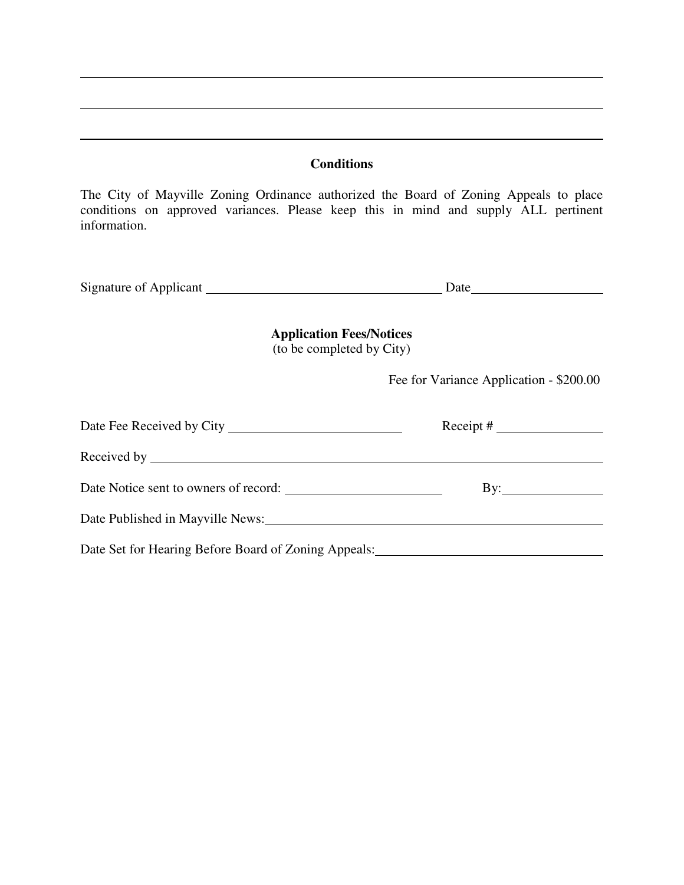______________________________________________________________________

______________________________________________________________________

______________________________________________________________________

**Conditions**

The City of Mayville Zoning Ordinance authorized the Board of Zoning Appeals to place conditions on approved variances. Please keep this in mind and supply ALL pertinent information.

Signature of Applicant ______________________________ Date________________

**Application Fees/Notices**
(to be completed by City)

Fee for Variance Application - $200.00

Date Fee Received by City ______________________ Receipt # ______________

Received by ____________________________________________________________

Date Notice sent to owners of record: ____________________ By:______________

Date Published in Mayville News:________________________________________

Date Set for Hearing Before Board of Zoning Appeals:______________________________